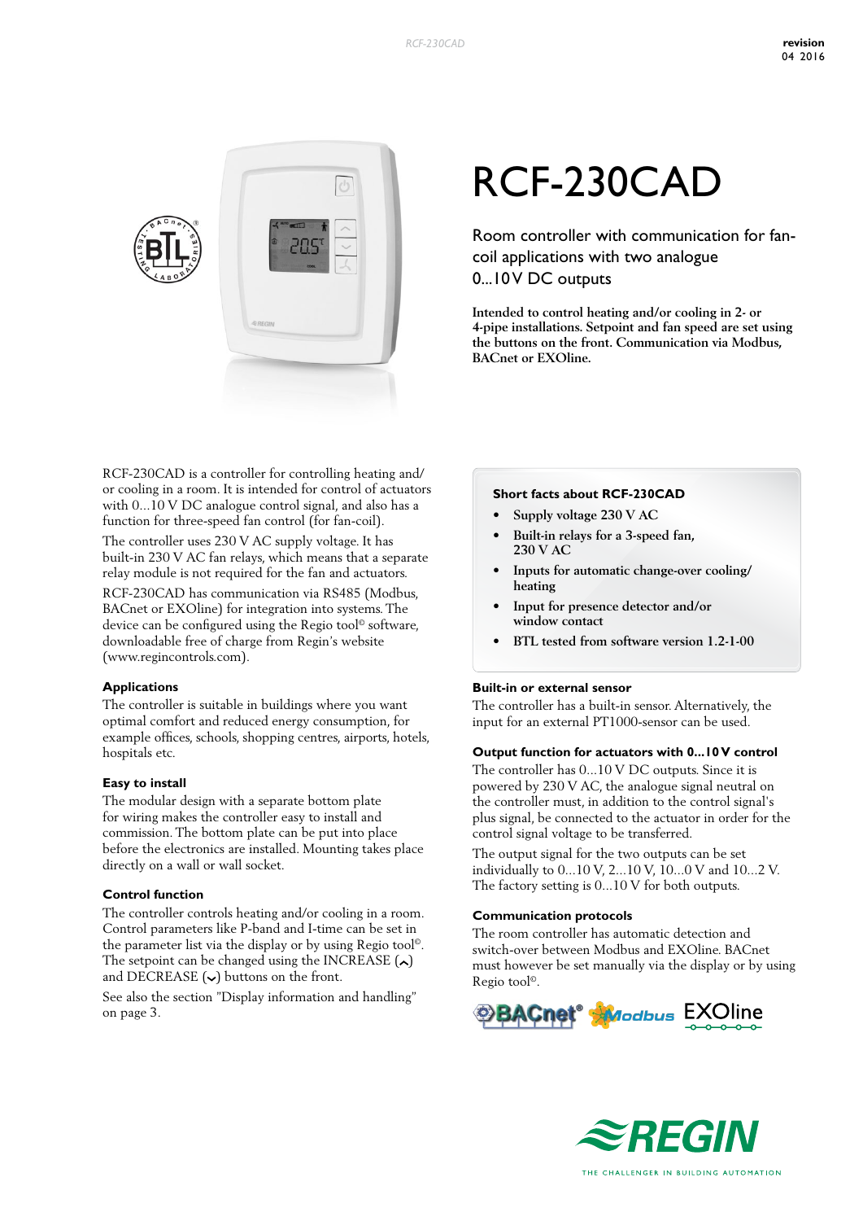# RCF-230CAD

## Room controller with communication for fan-coil applications with two analogue 0...10 V DC outputs

**Intended to control heating and/or cooling in 2- or 4-pipe installations. Setpoint and fan speed are set using the buttons on the front. Communication via Modbus, BACnet or EXOline.**

RCF-230CAD is a controller for controlling heating and/or cooling in a room. It is intended for control of actuators with 0...10 V DC analogue control signal, and also has a function for three-speed fan control (for fan-coil).

The controller uses 230 V AC supply voltage. It has built-in 230 V AC fan relays, which means that a separate relay module is not required for the fan and actuators.

RCF-230CAD has communication via RS485 (Modbus, BACnet or EXOline) for integration into systems. The device can be configured using the Regio tool© software, downloadable free of charge from Regin's website (www.regincontrols.com).

### Applications

The controller is suitable in buildings where you want optimal comfort and reduced energy consumption, for example offices, schools, shopping centres, airports, hotels, hospitals etc.

### Easy to install

The modular design with a separate bottom plate for wiring makes the controller easy to install and commission. The bottom plate can be put into place before the electronics are installed. Mounting takes place directly on a wall or wall socket.

### Control function

The controller controls heating and/or cooling in a room. Control parameters like P-band and I-time can be set in the parameter list via the display or by using Regio tool©. The setpoint can be changed using the INCREASE (⌃) and DECREASE (⌄) buttons on the front.

See also the section "Display information and handling" on page 3.

### Short facts about RCF-230CAD

- **Supply voltage 230 V AC**
- **Built-in relays for a 3-speed fan, 230 V AC**
- **Inputs for automatic change-over cooling/heating**
- **Input for presence detector and/or window contact**
- **BTL tested from software version 1.2-1-00**

### Built-in or external sensor

The controller has a built-in sensor. Alternatively, the input for an external PT1000-sensor can be used.

### Output function for actuators with 0...10 V control

The controller has 0...10 V DC outputs. Since it is powered by 230 V AC, the analogue signal neutral on the controller must, in addition to the control signal's plus signal, be connected to the actuator in order for the control signal voltage to be transferred.

The output signal for the two outputs can be set individually to 0...10 V, 2...10 V, 10...0 V and 10...2 V. The factory setting is 0...10 V for both outputs.

### Communication protocols

The room controller has automatic detection and switch-over between Modbus and EXOline. BACnet must however be set manually via the display or by using Regio tool©.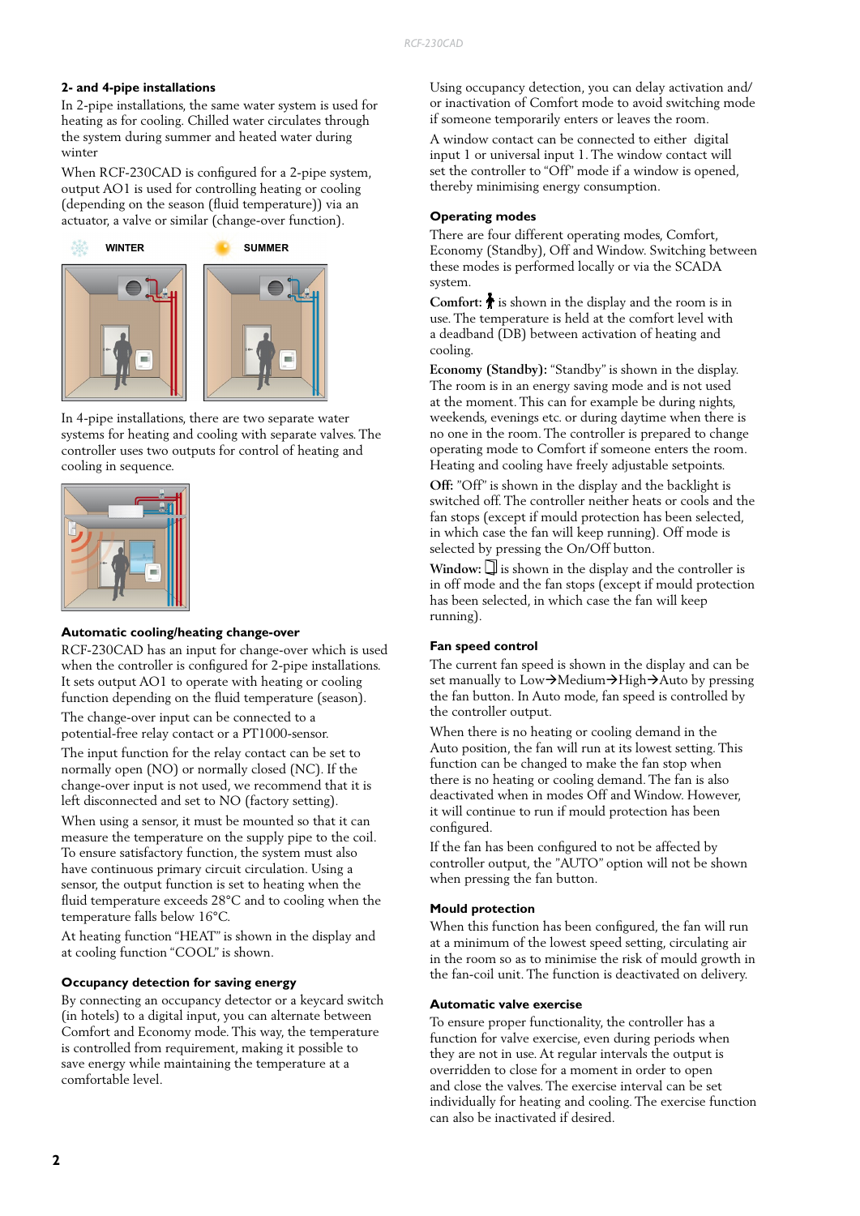## 2- and 4-pipe installations

In 2-pipe installations, the same water system is used for heating as for cooling. Chilled water circulates through the system during summer and heated water during winter

When RCF-230CAD is configured for a 2-pipe system, output AO1 is used for controlling heating or cooling (depending on the season (fluid temperature)) via an actuator, a valve or similar (change-over function).

WINTER SUMMER

In 4-pipe installations, there are two separate water systems for heating and cooling with separate valves. The controller uses two outputs for control of heating and cooling in sequence.

## Automatic cooling/heating change-over

RCF-230CAD has an input for change-over which is used when the controller is configured for 2-pipe installations. It sets output AO1 to operate with heating or cooling function depending on the fluid temperature (season).

The change-over input can be connected to a potential-free relay contact or a PT1000-sensor.

The input function for the relay contact can be set to normally open (NO) or normally closed (NC). If the change-over input is not used, we recommend that it is left disconnected and set to NO (factory setting).

When using a sensor, it must be mounted so that it can measure the temperature on the supply pipe to the coil. To ensure satisfactory function, the system must also have continuous primary circuit circulation. Using a sensor, the output function is set to heating when the fluid temperature exceeds 28°C and to cooling when the temperature falls below 16°C.

At heating function "HEAT" is shown in the display and at cooling function "COOL" is shown.

## Occupancy detection for saving energy

By connecting an occupancy detector or a keycard switch (in hotels) to a digital input, you can alternate between Comfort and Economy mode. This way, the temperature is controlled from requirement, making it possible to save energy while maintaining the temperature at a comfortable level.

Using occupancy detection, you can delay activation and/or inactivation of Comfort mode to avoid switching mode if someone temporarily enters or leaves the room.

A window contact can be connected to either digital input 1 or universal input 1. The window contact will set the controller to "Off" mode if a window is opened, thereby minimising energy consumption.

## Operating modes

There are four different operating modes, Comfort, Economy (Standby), Off and Window. Switching between these modes is performed locally or via the SCADA system.

**Comfort:** 🚶 is shown in the display and the room is in use. The temperature is held at the comfort level with a deadband (DB) between activation of heating and cooling.

**Economy (Standby):** "Standby" is shown in the display. The room is in an energy saving mode and is not used at the moment. This can for example be during nights, weekends, evenings etc. or during daytime when there is no one in the room. The controller is prepared to change operating mode to Comfort if someone enters the room. Heating and cooling have freely adjustable setpoints.

**Off:** "Off" is shown in the display and the backlight is switched off. The controller neither heats or cools and the fan stops (except if mould protection has been selected, in which case the fan will keep running). Off mode is selected by pressing the On/Off button.

**Window:** ▯ is shown in the display and the controller is in off mode and the fan stops (except if mould protection has been selected, in which case the fan will keep running).

## Fan speed control

The current fan speed is shown in the display and can be set manually to Low→Medium→High→Auto by pressing the fan button. In Auto mode, fan speed is controlled by the controller output.

When there is no heating or cooling demand in the Auto position, the fan will run at its lowest setting. This function can be changed to make the fan stop when there is no heating or cooling demand. The fan is also deactivated when in modes Off and Window. However, it will continue to run if mould protection has been configured.

If the fan has been configured to not be affected by controller output, the "AUTO" option will not be shown when pressing the fan button.

## Mould protection

When this function has been configured, the fan will run at a minimum of the lowest speed setting, circulating air in the room so as to minimise the risk of mould growth in the fan-coil unit. The function is deactivated on delivery.

## Automatic valve exercise

To ensure proper functionality, the controller has a function for valve exercise, even during periods when they are not in use. At regular intervals the output is overridden to close for a moment in order to open and close the valves. The exercise interval can be set individually for heating and cooling. The exercise function can also be inactivated if desired.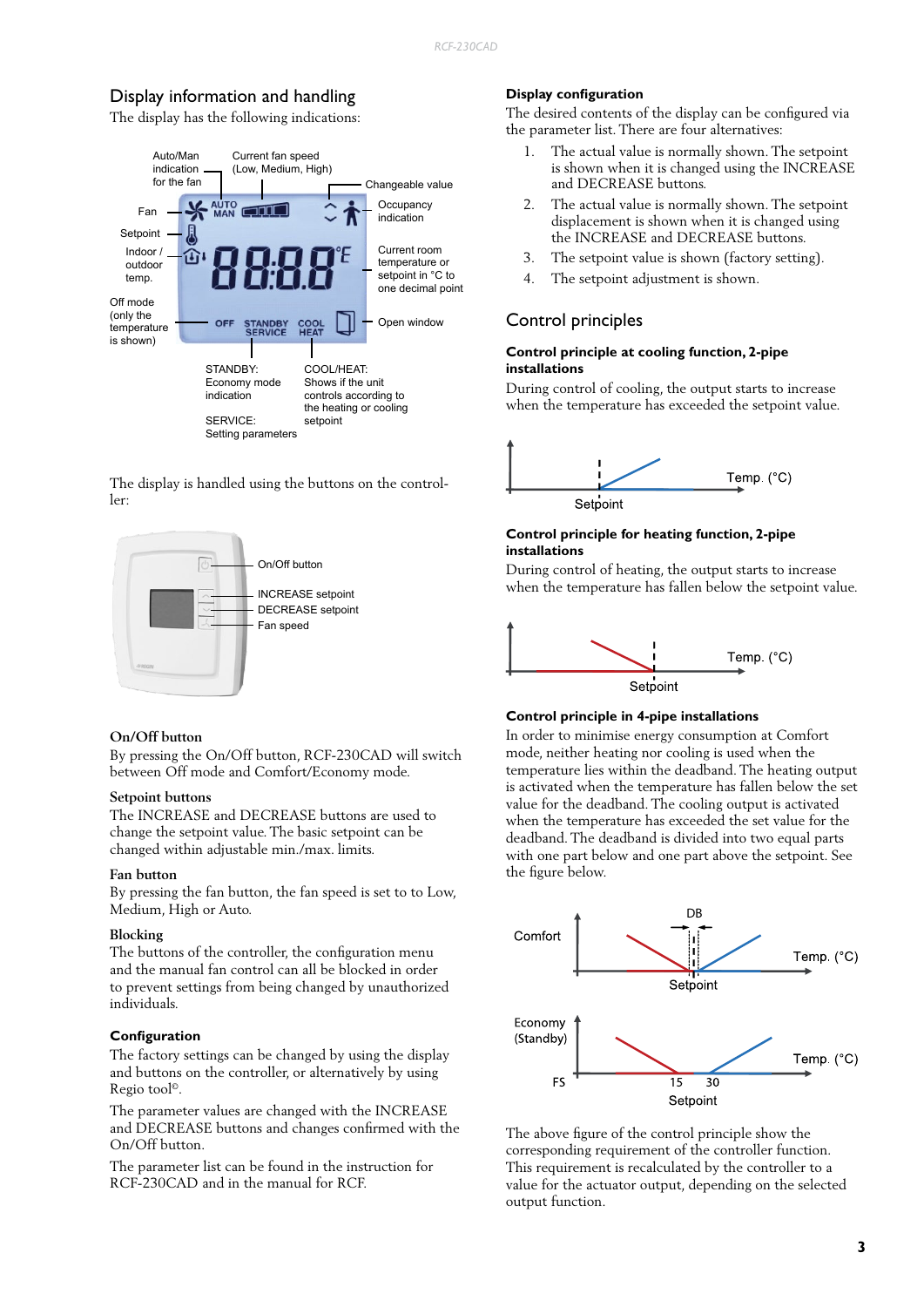## Display information and handling

The display has the following indications:

Auto/Man indication for the fan

Current fan speed (Low, Medium, High)

Changeable value

Fan

Occupancy indication

Setpoint

Indoor / outdoor temp.

Current room temperature or setpoint in °C to one decimal point

Off mode (only the temperature is shown)

Open window

STANDBY: Economy mode indication

SERVICE: Setting parameters

COOL/HEAT: Shows if the unit controls according to the heating or cooling setpoint

The display is handled using the buttons on the controller:

On/Off button

INCREASE setpoint

DECREASE setpoint

Fan speed

### On/Off button

By pressing the On/Off button, RCF-230CAD will switch between Off mode and Comfort/Economy mode.

### Setpoint buttons

The INCREASE and DECREASE buttons are used to change the setpoint value. The basic setpoint can be changed within adjustable min./max. limits.

### Fan button

By pressing the fan button, the fan speed is set to to Low, Medium, High or Auto.

### Blocking

The buttons of the controller, the configuration menu and the manual fan control can all be blocked in order to prevent settings from being changed by unauthorized individuals.

### Configuration

The factory settings can be changed by using the display and buttons on the controller, or alternatively by using Regio tool©.

The parameter values are changed with the INCREASE and DECREASE buttons and changes confirmed with the On/Off button.

The parameter list can be found in the instruction for RCF-230CAD and in the manual for RCF.

### Display configuration

The desired contents of the display can be configured via the parameter list. There are four alternatives:

1. The actual value is normally shown. The setpoint is shown when it is changed using the INCREASE and DECREASE buttons.
2. The actual value is normally shown. The setpoint displacement is shown when it is changed using the INCREASE and DECREASE buttons.
3. The setpoint value is shown (factory setting).
4. The setpoint adjustment is shown.

## Control principles

### Control principle at cooling function, 2-pipe installations

During control of cooling, the output starts to increase when the temperature has exceeded the setpoint value.

Setpoint — Temp. (°C)

### Control principle for heating function, 2-pipe installations

During control of heating, the output starts to increase when the temperature has fallen below the setpoint value.

Setpoint — Temp. (°C)

### Control principle in 4-pipe installations

In order to minimise energy consumption at Comfort mode, neither heating nor cooling is used when the temperature lies within the deadband. The heating output is activated when the temperature has fallen below the set value for the deadband. The cooling output is activated when the temperature has exceeded the set value for the deadband. The deadband is divided into two equal parts with one part below and one part above the setpoint. See the figure below.

Comfort — DB — Setpoint — Temp. (°C)

Economy (Standby) — FS — 15 — 30 — Setpoint — Temp. (°C)

The above figure of the control principle show the corresponding requirement of the controller function. This requirement is recalculated by the controller to a value for the actuator output, depending on the selected output function.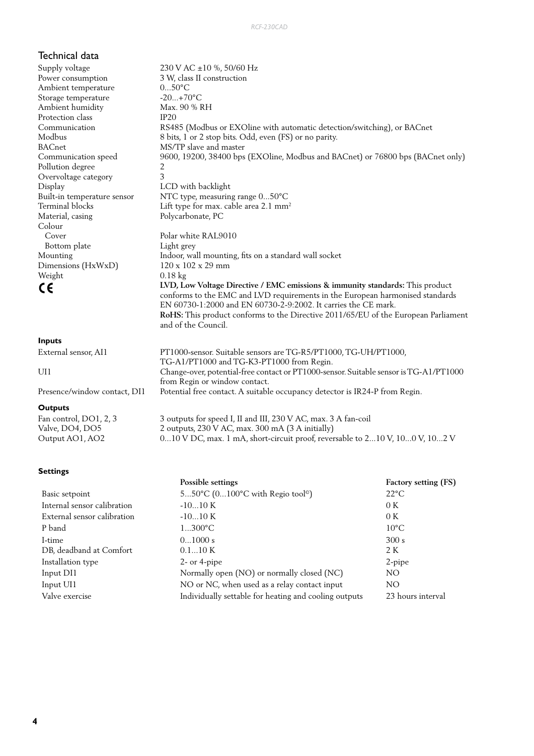## Technical data

| | |
|---|---|
| Supply voltage | 230 V AC ±10 %, 50/60 Hz |
| Power consumption | 3 W, class II construction |
| Ambient temperature | 0...50°C |
| Storage temperature | -20...+70°C |
| Ambient humidity | Max. 90 % RH |
| Protection class | IP20 |
| Communication | RS485 (Modbus or EXOline with automatic detection/switching), or BACnet |
| Modbus | 8 bits, 1 or 2 stop bits. Odd, even (FS) or no parity. |
| BACnet | MS/TP slave and master |
| Communication speed | 9600, 19200, 38400 bps (EXOline, Modbus and BACnet) or 76800 bps (BACnet only) |
| Pollution degree | 2 |
| Overvoltage category | 3 |
| Display | LCD with backlight |
| Built-in temperature sensor | NTC type, measuring range 0...50°C |
| Terminal blocks | Lift type for max. cable area 2.1 mm$^2$ |
| Material, casing | Polycarbonate, PC |
| Colour | |
| Cover | Polar white RAL9010 |
| Bottom plate | Light grey |
| Mounting | Indoor, wall mounting, fits on a standard wall socket |
| Dimensions (HxWxD) | 120 x 102 x 29 mm |
| Weight | 0.18 kg |
| CE | **LVD, Low Voltage Directive / EMC emissions & immunity standards:** This product conforms to the EMC and LVD requirements in the European harmonised standards EN 60730-1:2000 and EN 60730-2-9:2002. It carries the CE mark. **RoHS:** This product conforms to the Directive 2011/65/EU of the European Parliament and of the Council. |

**Inputs**

| | |
|---|---|
| External sensor, AI1 | PT1000-sensor. Suitable sensors are TG-R5/PT1000, TG-UH/PT1000, TG-A1/PT1000 and TG-K3-PT1000 from Regin. |
| UI1 | Change-over, potential-free contact or PT1000-sensor. Suitable sensor is TG-A1/PT1000 from Regin or window contact. |
| Presence/window contact, DI1 | Potential free contact. A suitable occupancy detector is IR24-P from Regin. |

**Outputs**

| | |
|---|---|
| Fan control, DO1, 2, 3 | 3 outputs for speed I, II and III, 230 V AC, max. 3 A fan-coil |
| Valve, DO4, DO5 | 2 outputs, 230 V AC, max. 300 mA (3 A initially) |
| Output AO1, AO2 | 0...10 V DC, max. 1 mA, short-circuit proof, reversable to 2...10 V, 10...0 V, 10...2 V |

**Settings**

| | Possible settings | Factory setting (FS) |
|---|---|---|
| Basic setpoint | 5...50°C (0...100°C with Regio tool©) | 22°C |
| Internal sensor calibration | -10...10 K | 0 K |
| External sensor calibration | -10...10 K | 0 K |
| P band | 1...300°C | 10°C |
| I-time | 0...1000 s | 300 s |
| DB, deadband at Comfort | 0.1...10 K | 2 K |
| Installation type | 2- or 4-pipe | 2-pipe |
| Input DI1 | Normally open (NO) or normally closed (NC) | NO |
| Input UI1 | NO or NC, when used as a relay contact input | NO |
| Valve exercise | Individually settable for heating and cooling outputs | 23 hours interval |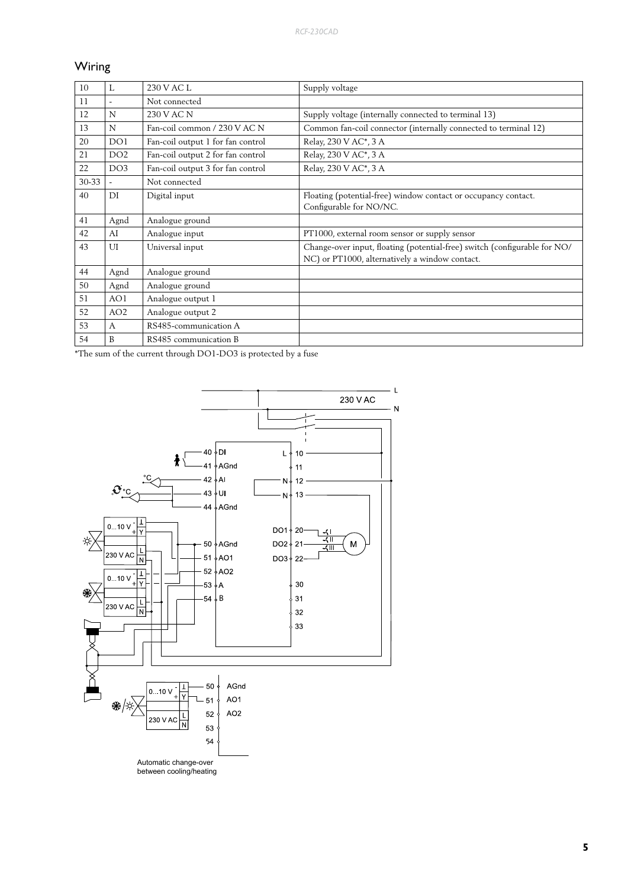## Wiring

| | | | |
|---|---|---|---|
| 10 | L | 230 V AC L | Supply voltage |
| 11 | - | Not connected | |
| 12 | N | 230 V AC N | Supply voltage (internally connected to terminal 13) |
| 13 | N | Fan-coil common / 230 V AC N | Common fan-coil connector (internally connected to terminal 12) |
| 20 | DO1 | Fan-coil output 1 for fan control | Relay, 230 V AC*, 3 A |
| 21 | DO2 | Fan-coil output 2 for fan control | Relay, 230 V AC*, 3 A |
| 22 | DO3 | Fan-coil output 3 for fan control | Relay, 230 V AC*, 3 A |
| 30-33 | - | Not connected | |
| 40 | DI | Digital input | Floating (potential-free) window contact or occupancy contact. Configurable for NO/NC. |
| 41 | Agnd | Analogue ground | |
| 42 | AI | Analogue input | PT1000, external room sensor or supply sensor |
| 43 | UI | Universal input | Change-over input, floating (potential-free) switch (configurable for NO/NC) or PT1000, alternatively a window contact. |
| 44 | Agnd | Analogue ground | |
| 50 | Agnd | Analogue ground | |
| 51 | AO1 | Analogue output 1 | |
| 52 | AO2 | Analogue output 2 | |
| 53 | A | RS485-communication A | |
| 54 | B | RS485 communication B | |

*The sum of the current through DO1-DO3 is protected by a fuse

Automatic change-over between cooling/heating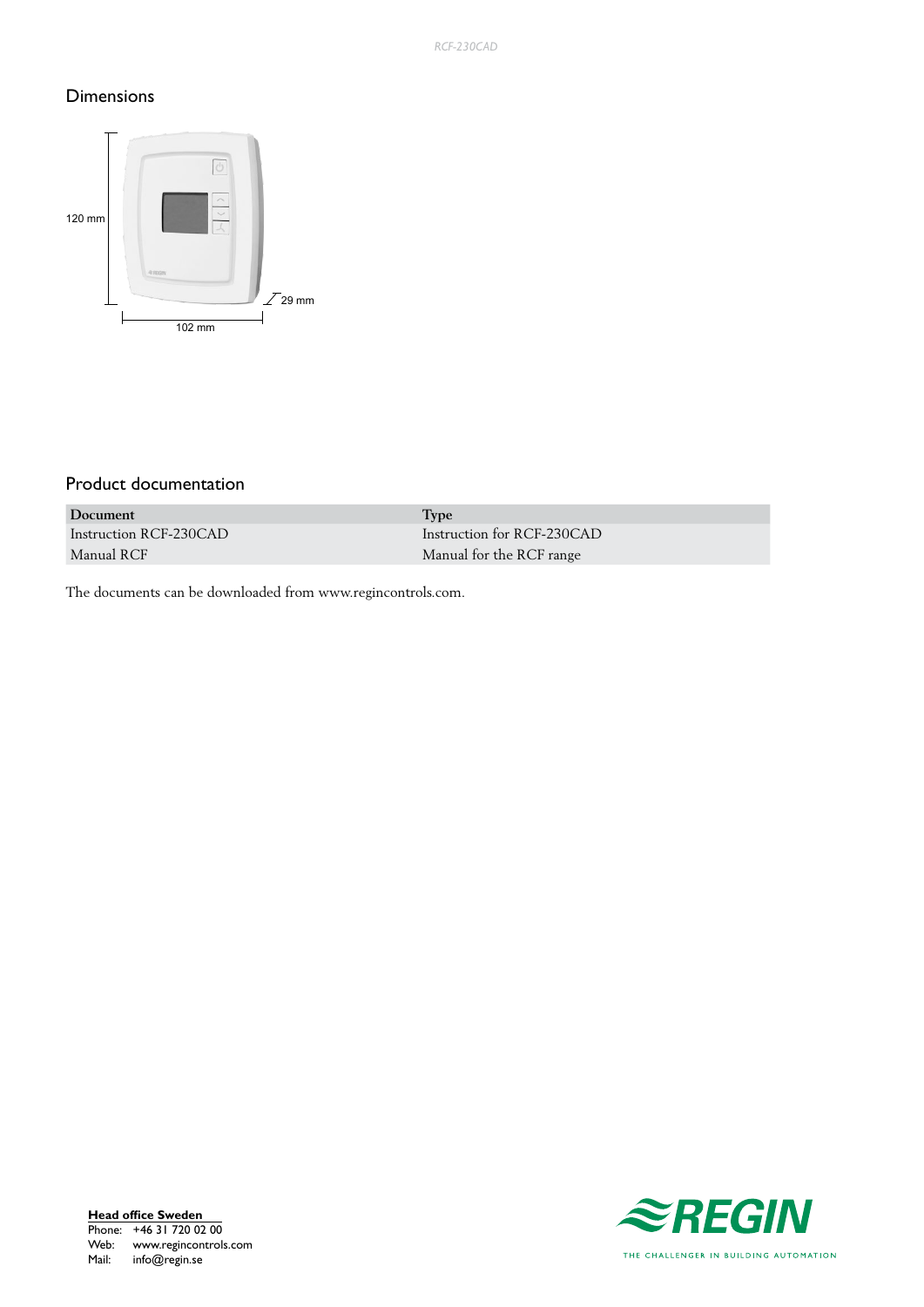## Dimensions

120 mm

29 mm

102 mm

## Product documentation

| Document | Type |
|---|---|
| Instruction RCF-230CAD | Instruction for RCF-230CAD |
| Manual RCF | Manual for the RCF range |

The documents can be downloaded from www.regincontrols.com.

**Head office Sweden**
Phone: +46 31 720 02 00
Web: www.regincontrols.com
Mail: info@regin.se

REGIN
THE CHALLENGER IN BUILDING AUTOMATION